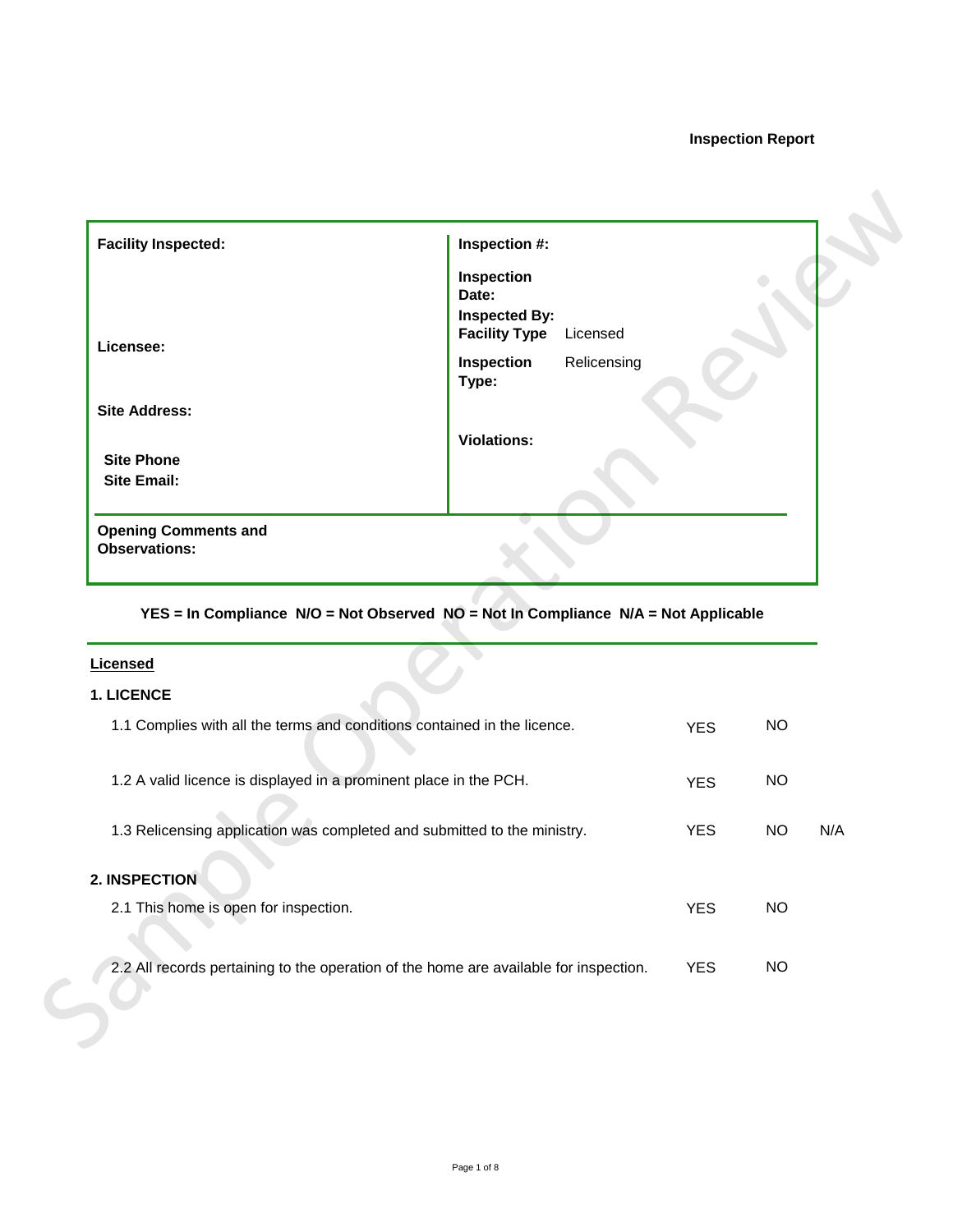**Inspection Report**

| | |
|---|---|
| **Facility Inspected:** | **Inspection #:** |
| | **Inspection Date:** |
| | **Inspected By:** |
| **Licensee:** | **Facility Type** Licensed |
| | **Inspection Type:** Relicensing |
| **Site Address:** | |
| | **Violations:** |
| **Site Phone** | |
| **Site Email:** | |
| **Opening Comments and Observations:** | |

**YES = In Compliance  N/O = Not Observed  NO = Not In Compliance  N/A = Not Applicable**

**Licensed**

**1. LICENCE**

| | | | |
|---|---|---|---|
| 1.1 Complies with all the terms and conditions contained in the licence. | YES | NO | |
| 1.2 A valid licence is displayed in a prominent place in the PCH. | YES | NO | |
| 1.3 Relicensing application was completed and submitted to the ministry. | YES | NO | N/A |

**2. INSPECTION**

| | | |
|---|---|---|
| 2.1 This home is open for inspection. | YES | NO |
| 2.2 All records pertaining to the operation of the home are available for inspection. | YES | NO |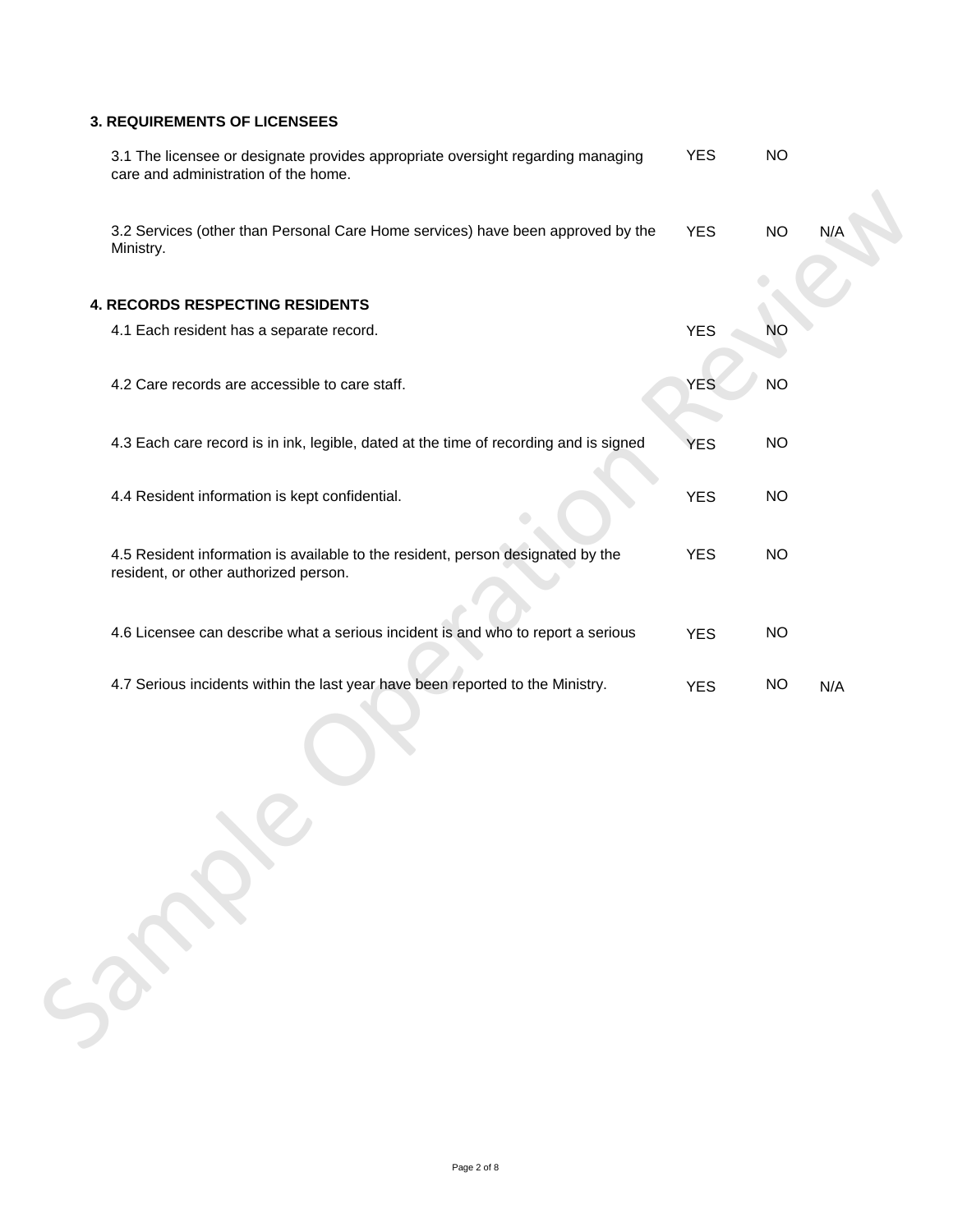**3. REQUIREMENTS OF LICENSEES**

| | | | |
|---|---|---|---|
| 3.1 The licensee or designate provides appropriate oversight regarding managing care and administration of the home. | YES | NO | |
| 3.2 Services (other than Personal Care Home services) have been approved by the Ministry. | YES | NO | N/A |

**4. RECORDS RESPECTING RESIDENTS**

| | | | |
|---|---|---|---|
| 4.1 Each resident has a separate record. | YES | NO | |
| 4.2 Care records are accessible to care staff. | YES | NO | |
| 4.3 Each care record is in ink, legible, dated at the time of recording and is signed | YES | NO | |
| 4.4 Resident information is kept confidential. | YES | NO | |
| 4.5 Resident information is available to the resident, person designated by the resident, or other authorized person. | YES | NO | |
| 4.6 Licensee can describe what a serious incident is and who to report a serious | YES | NO | |
| 4.7 Serious incidents within the last year have been reported to the Ministry. | YES | NO | N/A |

Sample Operation Review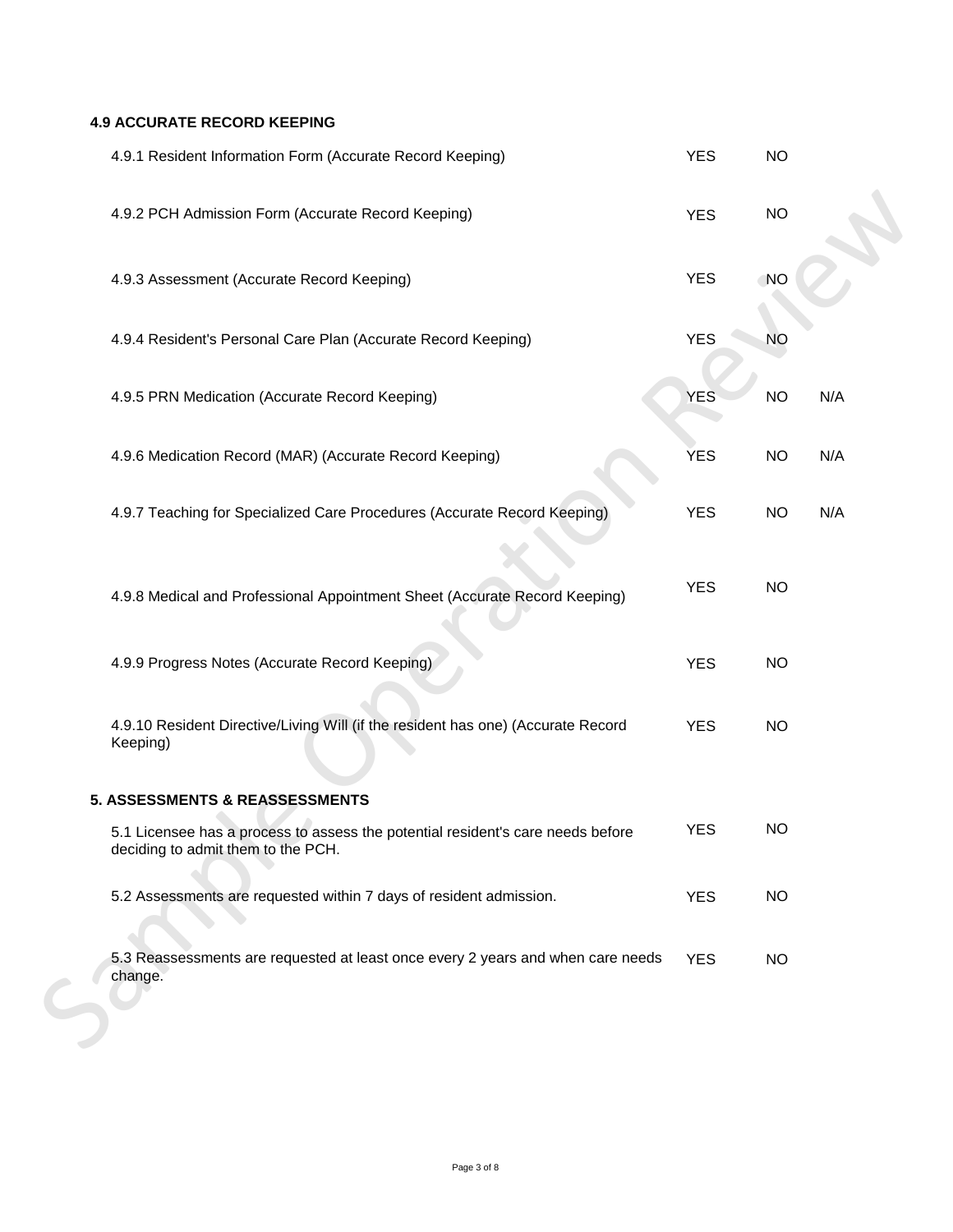**4.9 ACCURATE RECORD KEEPING**

| | | | |
|---|---|---|---|
| 4.9.1 Resident Information Form (Accurate Record Keeping) | YES | NO | |
| 4.9.2 PCH Admission Form (Accurate Record Keeping) | YES | NO | |
| 4.9.3 Assessment (Accurate Record Keeping) | YES | NO | |
| 4.9.4 Resident's Personal Care Plan (Accurate Record Keeping) | YES | NO | |
| 4.9.5 PRN Medication (Accurate Record Keeping) | YES | NO | N/A |
| 4.9.6 Medication Record (MAR) (Accurate Record Keeping) | YES | NO | N/A |
| 4.9.7 Teaching for Specialized Care Procedures (Accurate Record Keeping) | YES | NO | N/A |
| 4.9.8 Medical and Professional Appointment Sheet (Accurate Record Keeping) | YES | NO | |
| 4.9.9 Progress Notes (Accurate Record Keeping) | YES | NO | |
| 4.9.10 Resident Directive/Living Will (if the resident has one) (Accurate Record Keeping) | YES | NO | |

**5. ASSESSMENTS & REASSESSMENTS**

| | | |
|---|---|---|
| 5.1 Licensee has a process to assess the potential resident's care needs before deciding to admit them to the PCH. | YES | NO |
| 5.2 Assessments are requested within 7 days of resident admission. | YES | NO |
| 5.3 Reassessments are requested at least once every 2 years and when care needs change. | YES | NO |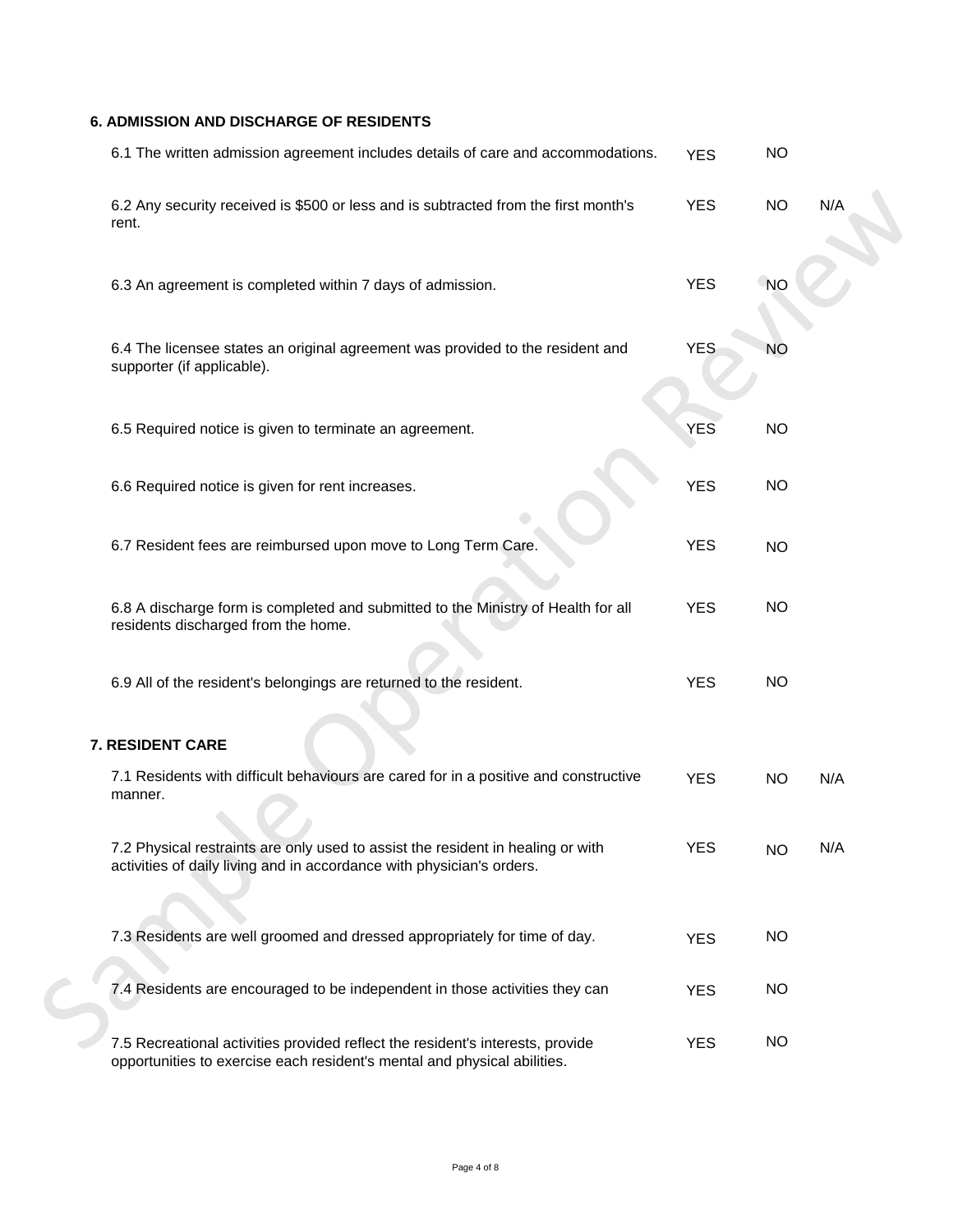### 6. ADMISSION AND DISCHARGE OF RESIDENTS

| | | | |
|---|---|---|---|
| 6.1 The written admission agreement includes details of care and accommodations. | YES | NO | |
| 6.2 Any security received is $500 or less and is subtracted from the first month's rent. | YES | NO | N/A |
| 6.3 An agreement is completed within 7 days of admission. | YES | NO | |
| 6.4 The licensee states an original agreement was provided to the resident and supporter (if applicable). | YES | NO | |
| 6.5 Required notice is given to terminate an agreement. | YES | NO | |
| 6.6 Required notice is given for rent increases. | YES | NO | |
| 6.7 Resident fees are reimbursed upon move to Long Term Care. | YES | NO | |
| 6.8 A discharge form is completed and submitted to the Ministry of Health for all residents discharged from the home. | YES | NO | |
| 6.9 All of the resident's belongings are returned to the resident. | YES | NO | |

### 7. RESIDENT CARE

| | | | |
|---|---|---|---|
| 7.1 Residents with difficult behaviours are cared for in a positive and constructive manner. | YES | NO | N/A |
| 7.2 Physical restraints are only used to assist the resident in healing or with activities of daily living and in accordance with physician's orders. | YES | NO | N/A |
| 7.3 Residents are well groomed and dressed appropriately for time of day. | YES | NO | |
| 7.4 Residents are encouraged to be independent in those activities they can | YES | NO | |
| 7.5 Recreational activities provided reflect the resident's interests, provide opportunities to exercise each resident's mental and physical abilities. | YES | NO | |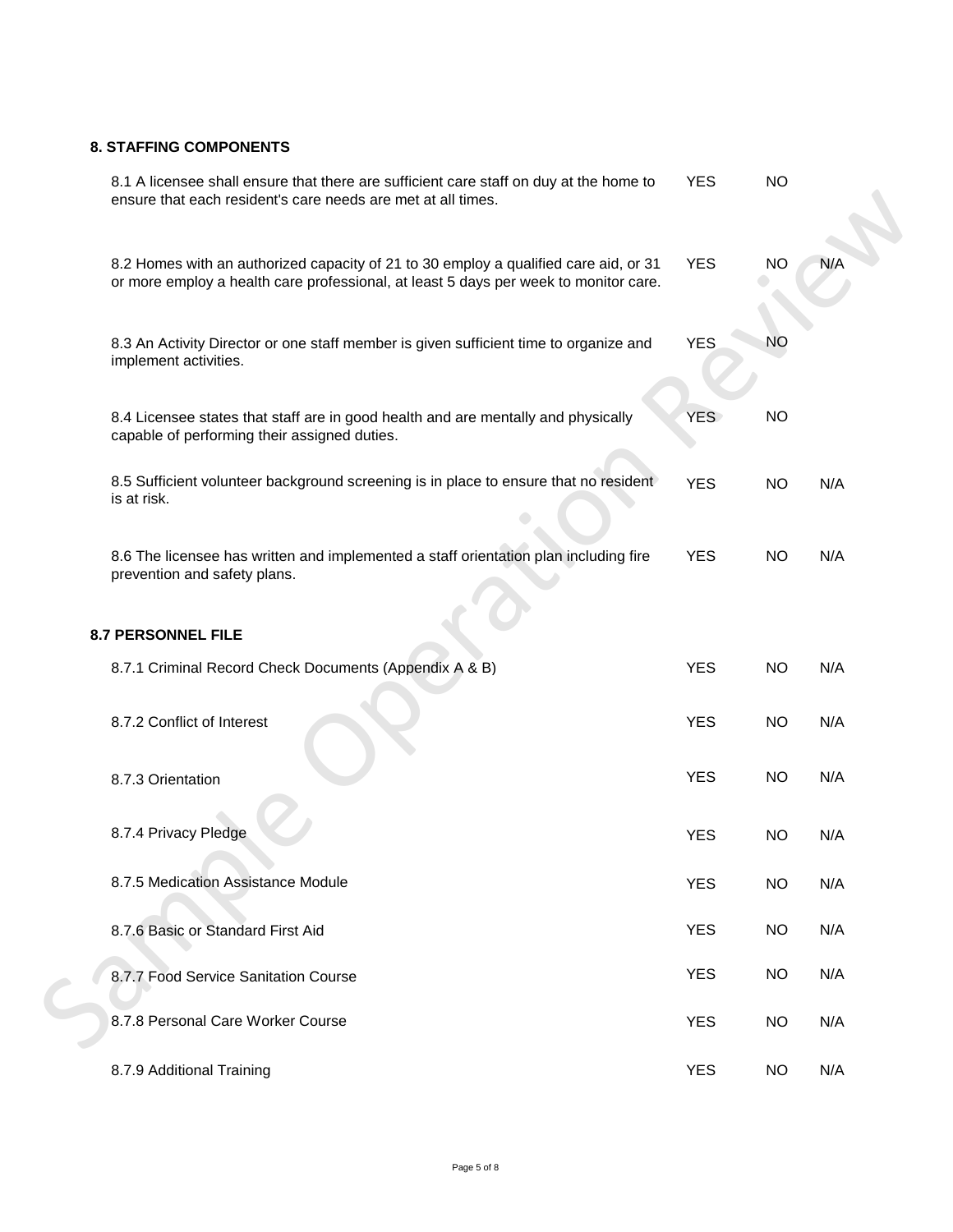## 8. STAFFING COMPONENTS

| | | | |
|---|---|---|---|
| 8.1 A licensee shall ensure that there are sufficient care staff on duy at the home to ensure that each resident's care needs are met at all times. | YES | NO | |
| 8.2 Homes with an authorized capacity of 21 to 30 employ a qualified care aid, or 31 or more employ a health care professional, at least 5 days per week to monitor care. | YES | NO | N/A |
| 8.3 An Activity Director or one staff member is given sufficient time to organize and implement activities. | YES | NO | |
| 8.4 Licensee states that staff are in good health and are mentally and physically capable of performing their assigned duties. | YES | NO | |
| 8.5 Sufficient volunteer background screening is in place to ensure that no resident is at risk. | YES | NO | N/A |
| 8.6 The licensee has written and implemented a staff orientation plan including fire prevention and safety plans. | YES | NO | N/A |

### 8.7 PERSONNEL FILE

| | | | |
|---|---|---|---|
| 8.7.1 Criminal Record Check Documents (Appendix A & B) | YES | NO | N/A |
| 8.7.2 Conflict of Interest | YES | NO | N/A |
| 8.7.3 Orientation | YES | NO | N/A |
| 8.7.4 Privacy Pledge | YES | NO | N/A |
| 8.7.5 Medication Assistance Module | YES | NO | N/A |
| 8.7.6 Basic or Standard First Aid | YES | NO | N/A |
| 8.7.7 Food Service Sanitation Course | YES | NO | N/A |
| 8.7.8 Personal Care Worker Course | YES | NO | N/A |
| 8.7.9 Additional Training | YES | NO | N/A |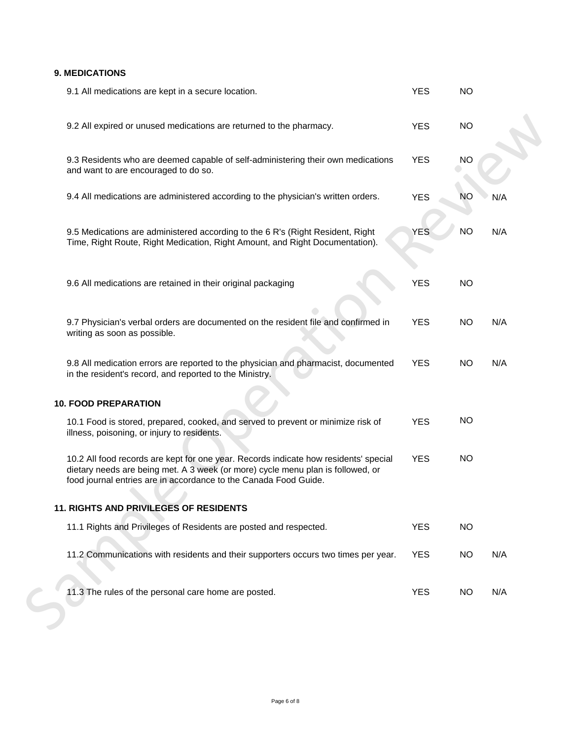### 9. MEDICATIONS

| | | | |
|---|---|---|---|
| 9.1 All medications are kept in a secure location. | YES | NO | |
| 9.2 All expired or unused medications are returned to the pharmacy. | YES | NO | |
| 9.3 Residents who are deemed capable of self-administering their own medications and want to are encouraged to do so. | YES | NO | |
| 9.4 All medications are administered according to the physician's written orders. | YES | NO | N/A |
| 9.5 Medications are administered according to the 6 R's (Right Resident, Right Time, Right Route, Right Medication, Right Amount, and Right Documentation). | YES | NO | N/A |
| 9.6 All medications are retained in their original packaging | YES | NO | |
| 9.7 Physician's verbal orders are documented on the resident file and confirmed in writing as soon as possible. | YES | NO | N/A |
| 9.8 All medication errors are reported to the physician and pharmacist, documented in the resident's record, and reported to the Ministry. | YES | NO | N/A |

### 10. FOOD PREPARATION

| | | |
|---|---|---|
| 10.1 Food is stored, prepared, cooked, and served to prevent or minimize risk of illness, poisoning, or injury to residents. | YES | NO |
| 10.2 All food records are kept for one year. Records indicate how residents' special dietary needs are being met. A 3 week (or more) cycle menu plan is followed, or food journal entries are in accordance to the Canada Food Guide. | YES | NO |

### 11. RIGHTS AND PRIVILEGES OF RESIDENTS

| | | | |
|---|---|---|---|
| 11.1 Rights and Privileges of Residents are posted and respected. | YES | NO | |
| 11.2 Communications with residents and their supporters occurs two times per year. | YES | NO | N/A |
| 11.3 The rules of the personal care home are posted. | YES | NO | N/A |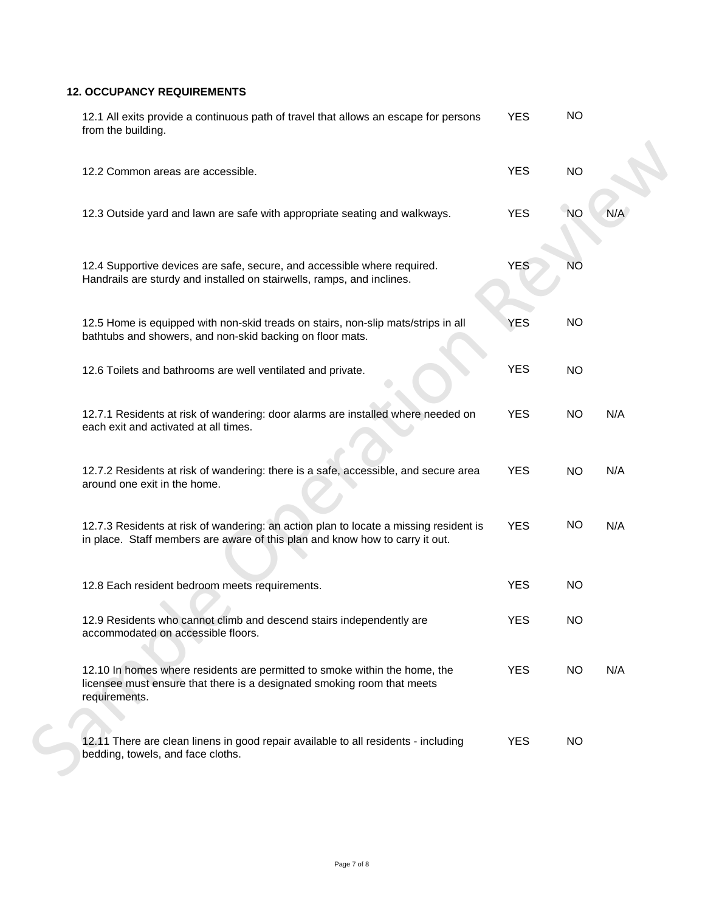**12. OCCUPANCY REQUIREMENTS**

| | | | |
|---|---|---|---|
| 12.1 All exits provide a continuous path of travel that allows an escape for persons from the building. | YES | NO | |
| 12.2 Common areas are accessible. | YES | NO | |
| 12.3 Outside yard and lawn are safe with appropriate seating and walkways. | YES | NO | N/A |
| 12.4 Supportive devices are safe, secure, and accessible where required. Handrails are sturdy and installed on stairwells, ramps, and inclines. | YES | NO | |
| 12.5 Home is equipped with non-skid treads on stairs, non-slip mats/strips in all bathtubs and showers, and non-skid backing on floor mats. | YES | NO | |
| 12.6 Toilets and bathrooms are well ventilated and private. | YES | NO | |
| 12.7.1 Residents at risk of wandering: door alarms are installed where needed on each exit and activated at all times. | YES | NO | N/A |
| 12.7.2 Residents at risk of wandering: there is a safe, accessible, and secure area around one exit in the home. | YES | NO | N/A |
| 12.7.3 Residents at risk of wandering: an action plan to locate a missing resident is in place. Staff members are aware of this plan and know how to carry it out. | YES | NO | N/A |
| 12.8 Each resident bedroom meets requirements. | YES | NO | |
| 12.9 Residents who cannot climb and descend stairs independently are accommodated on accessible floors. | YES | NO | |
| 12.10 In homes where residents are permitted to smoke within the home, the licensee must ensure that there is a designated smoking room that meets requirements. | YES | NO | N/A |
| 12.11 There are clean linens in good repair available to all residents - including bedding, towels, and face cloths. | YES | NO | |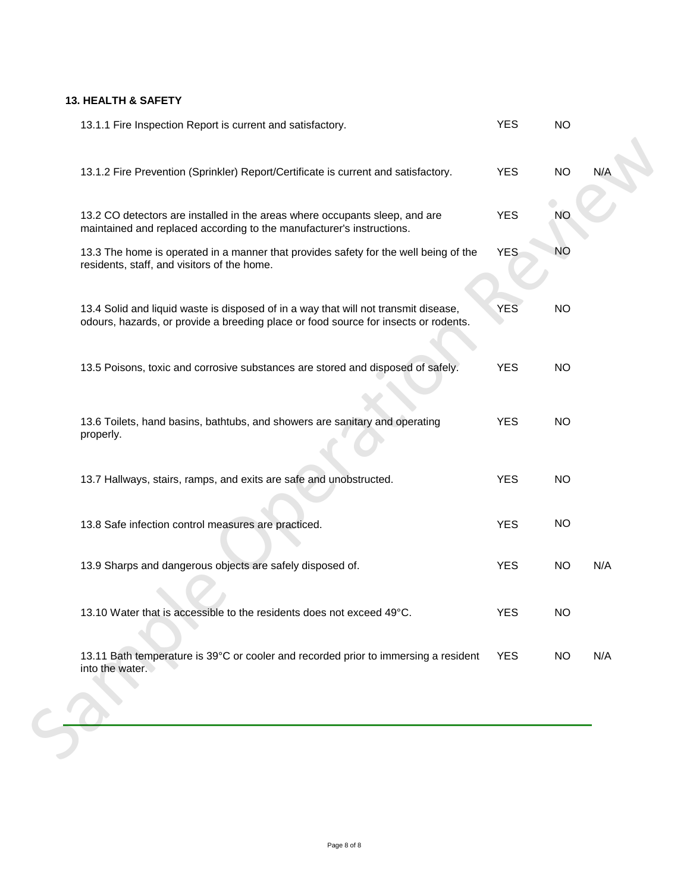**13. HEALTH & SAFETY**

| | | | |
|---|---|---|---|
| 13.1.1 Fire Inspection Report is current and satisfactory. | YES | NO | |
| 13.1.2 Fire Prevention (Sprinkler) Report/Certificate is current and satisfactory. | YES | NO | N/A |
| 13.2 CO detectors are installed in the areas where occupants sleep, and are maintained and replaced according to the manufacturer's instructions. | YES | NO | |
| 13.3 The home is operated in a manner that provides safety for the well being of the residents, staff, and visitors of the home. | YES | NO | |
| 13.4 Solid and liquid waste is disposed of in a way that will not transmit disease, odours, hazards, or provide a breeding place or food source for insects or rodents. | YES | NO | |
| 13.5 Poisons, toxic and corrosive substances are stored and disposed of safely. | YES | NO | |
| 13.6 Toilets, hand basins, bathtubs, and showers are sanitary and operating properly. | YES | NO | |
| 13.7 Hallways, stairs, ramps, and exits are safe and unobstructed. | YES | NO | |
| 13.8 Safe infection control measures are practiced. | YES | NO | |
| 13.9 Sharps and dangerous objects are safely disposed of. | YES | NO | N/A |
| 13.10 Water that is accessible to the residents does not exceed 49°C. | YES | NO | |
| 13.11 Bath temperature is 39°C or cooler and recorded prior to immersing a resident into the water. | YES | NO | N/A |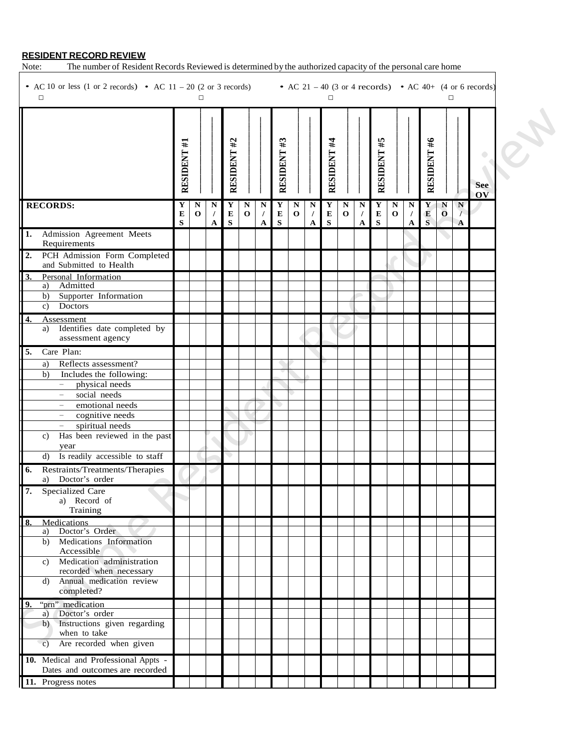## RESIDENT RECORD REVIEW

Note: The number of Resident Records Reviewed is determined by the authorized capacity of the personal care home

- AC 10 or less (1 or 2 records) □
- AC 11 – 20 (2 or 3 records) □
- AC 21 – 40 (3 or 4 records) □
- AC 40+ (4 or 6 records) □

| | RESIDENT #1 | | | RESIDENT #2 | | | RESIDENT #3 | | | RESIDENT #4 | | | RESIDENT #5 | | | RESIDENT #6 | | | See OV |
|---|---|---|---|---|---|---|---|---|---|---|---|---|---|---|---|---|---|---|---|
| **RECORDS:** | YES | NO | N/A | YES | NO | N/A | YES | NO | N/A | YES | NO | N/A | YES | NO | N/A | YES | NO | N/A | |
| **1.** Admission Agreement Meets Requirements | | | | | | | | | | | | | | | | | | | |
| **2.** PCH Admission Form Completed and Submitted to Health | | | | | | | | | | | | | | | | | | | |
| **3.** Personal Information | | | | | | | | | | | | | | | | | | | |
| a) Admitted | | | | | | | | | | | | | | | | | | | |
| b) Supporter Information | | | | | | | | | | | | | | | | | | | |
| c) Doctors | | | | | | | | | | | | | | | | | | | |
| **4.** Assessment | | | | | | | | | | | | | | | | | | | |
| a) Identifies date completed by assessment agency | | | | | | | | | | | | | | | | | | | |
| **5.** Care Plan: | | | | | | | | | | | | | | | | | | | |
| a) Reflects assessment? | | | | | | | | | | | | | | | | | | | |
| b) Includes the following: | | | | | | | | | | | | | | | | | | | |
| – physical needs | | | | | | | | | | | | | | | | | | | |
| – social needs | | | | | | | | | | | | | | | | | | | |
| – emotional needs | | | | | | | | | | | | | | | | | | | |
| – cognitive needs | | | | | | | | | | | | | | | | | | | |
| – spiritual needs | | | | | | | | | | | | | | | | | | | |
| c) Has been reviewed in the past year | | | | | | | | | | | | | | | | | | | |
| d) Is readily accessible to staff | | | | | | | | | | | | | | | | | | | |
| **6.** Restraints/Treatments/Therapies | | | | | | | | | | | | | | | | | | | |
| a) Doctor's order | | | | | | | | | | | | | | | | | | | |
| **7.** Specialized Care | | | | | | | | | | | | | | | | | | | |
| a) Record of Training | | | | | | | | | | | | | | | | | | | |
| **8.** Medications | | | | | | | | | | | | | | | | | | | |
| a) Doctor's Order | | | | | | | | | | | | | | | | | | | |
| b) Medications Information Accessible | | | | | | | | | | | | | | | | | | | |
| c) Medication administration recorded when necessary | | | | | | | | | | | | | | | | | | | |
| d) Annual medication review completed? | | | | | | | | | | | | | | | | | | | |
| **9.** "prn" medication | | | | | | | | | | | | | | | | | | | |
| a) Doctor's order | | | | | | | | | | | | | | | | | | | |
| b) Instructions given regarding when to take | | | | | | | | | | | | | | | | | | | |
| c) Are recorded when given | | | | | | | | | | | | | | | | | | | |
| **10.** Medical and Professional Appts - Dates and outcomes are recorded | | | | | | | | | | | | | | | | | | | |
| **11.** Progress notes | | | | | | | | | | | | | | | | | | | |